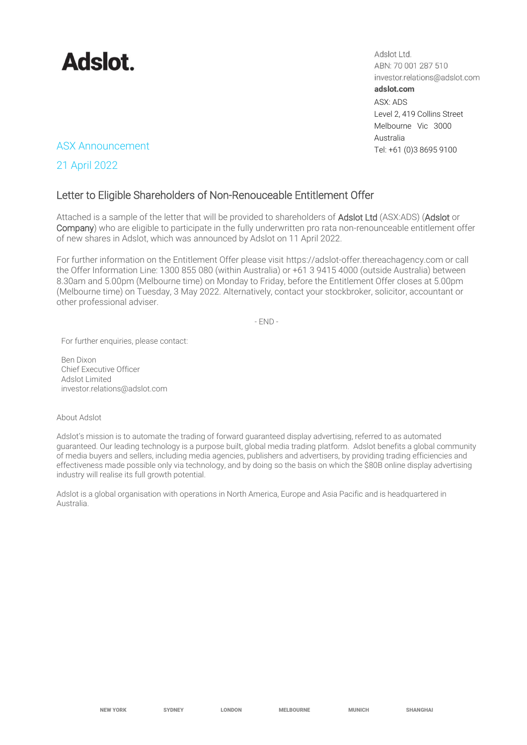# Adslot.

Adslot Ltd.
ABN: 70 001 287 510
investor.relations@adslot.com
**adslot.com**
ASX: ADS
Level 2, 419 Collins Street
Melbourne Vic 3000
Australia
Tel: +61 (0)3 8695 9100

ASX Announcement

21 April 2022

## Letter to Eligible Shareholders of Non-Renouceable Entitlement Offer

Attached is a sample of the letter that will be provided to shareholders of Adslot Ltd (ASX:ADS) (Adslot or Company) who are eligible to participate in the fully underwritten pro rata non-renounceable entitlement offer of new shares in Adslot, which was announced by Adslot on 11 April 2022.

For further information on the Entitlement Offer please visit https://adslot-offer.thereachagency.com or call the Offer Information Line: 1300 855 080 (within Australia) or +61 3 9415 4000 (outside Australia) between 8.30am and 5.00pm (Melbourne time) on Monday to Friday, before the Entitlement Offer closes at 5.00pm (Melbourne time) on Tuesday, 3 May 2022. Alternatively, contact your stockbroker, solicitor, accountant or other professional adviser.

- END -

For further enquiries, please contact:

Ben Dixon
Chief Executive Officer
Adslot Limited
investor.relations@adslot.com

About Adslot

Adslot's mission is to automate the trading of forward guaranteed display advertising, referred to as automated guaranteed. Our leading technology is a purpose built, global media trading platform. Adslot benefits a global community of media buyers and sellers, including media agencies, publishers and advertisers, by providing trading efficiencies and effectiveness made possible only via technology, and by doing so the basis on which the $80B online display advertising industry will realise its full growth potential.

Adslot is a global organisation with operations in North America, Europe and Asia Pacific and is headquartered in Australia.

NEW YORK SYDNEY LONDON MELBOURNE MUNICH SHANGHAI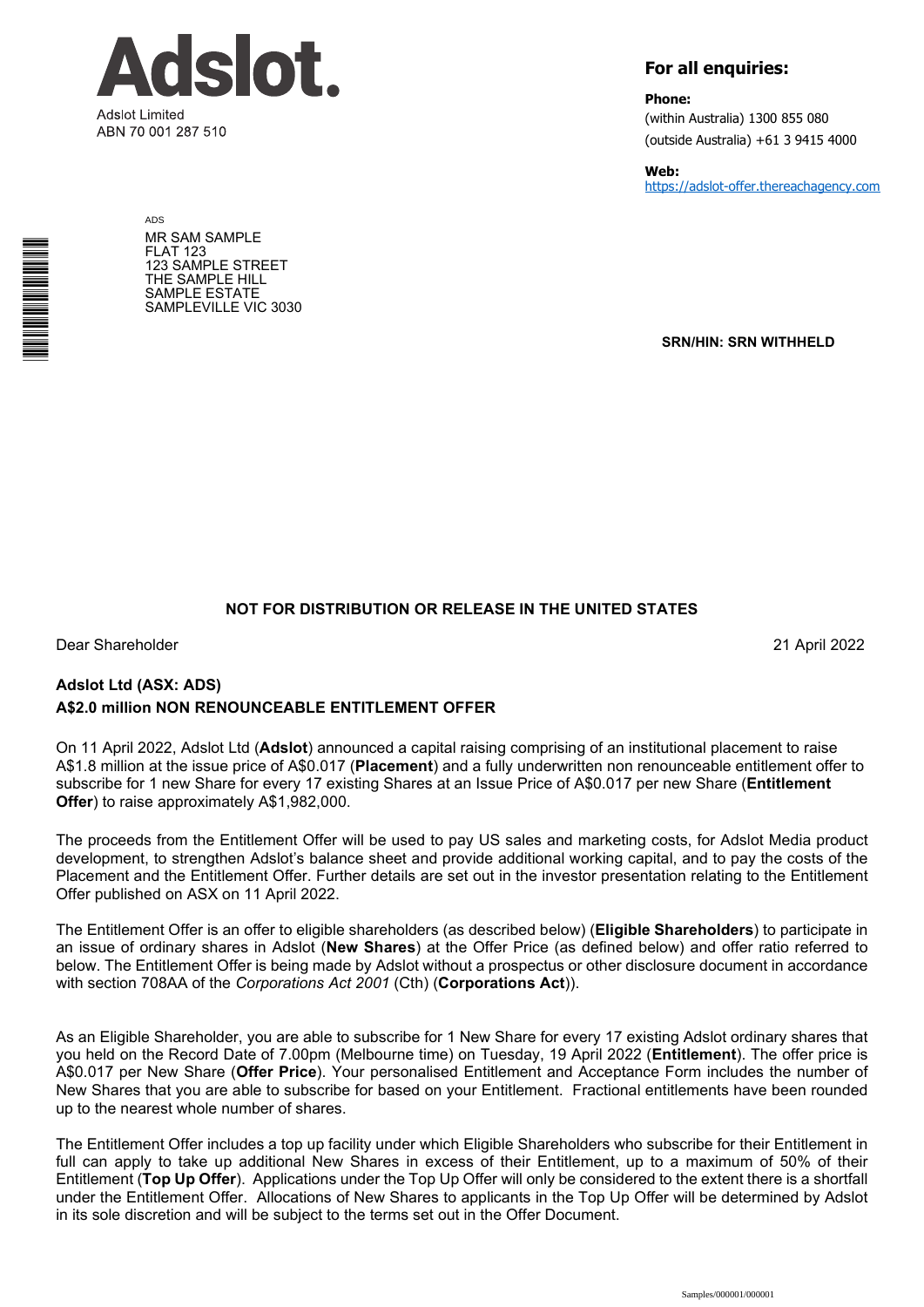# Adslot.

Adslot Limited
ABN 70 001 287 510

**For all enquiries:**

**Phone:**
(within Australia) 1300 855 080
(outside Australia) +61 3 9415 4000

**Web:**
https://adslot-offer.thereachagency.com

ADS
MR SAM SAMPLE
FLAT 123
123 SAMPLE STREET
THE SAMPLE HILL
SAMPLE ESTATE
SAMPLEVILLE VIC 3030

**SRN/HIN: SRN WITHHELD**

**NOT FOR DISTRIBUTION OR RELEASE IN THE UNITED STATES**

Dear Shareholder

21 April 2022

**Adslot Ltd (ASX: ADS)**
**A$2.0 million NON RENOUNCEABLE ENTITLEMENT OFFER**

On 11 April 2022, Adslot Ltd (**Adslot**) announced a capital raising comprising of an institutional placement to raise A$1.8 million at the issue price of A$0.017 (**Placement**) and a fully underwritten non renounceable entitlement offer to subscribe for 1 new Share for every 17 existing Shares at an Issue Price of A$0.017 per new Share (**Entitlement Offer**) to raise approximately A$1,982,000.

The proceeds from the Entitlement Offer will be used to pay US sales and marketing costs, for Adslot Media product development, to strengthen Adslot's balance sheet and provide additional working capital, and to pay the costs of the Placement and the Entitlement Offer. Further details are set out in the investor presentation relating to the Entitlement Offer published on ASX on 11 April 2022.

The Entitlement Offer is an offer to eligible shareholders (as described below) (**Eligible Shareholders**) to participate in an issue of ordinary shares in Adslot (**New Shares**) at the Offer Price (as defined below) and offer ratio referred to below. The Entitlement Offer is being made by Adslot without a prospectus or other disclosure document in accordance with section 708AA of the *Corporations Act 2001* (Cth) (**Corporations Act**)).

As an Eligible Shareholder, you are able to subscribe for 1 New Share for every 17 existing Adslot ordinary shares that you held on the Record Date of 7.00pm (Melbourne time) on Tuesday, 19 April 2022 (**Entitlement**). The offer price is A$0.017 per New Share (**Offer Price**). Your personalised Entitlement and Acceptance Form includes the number of New Shares that you are able to subscribe for based on your Entitlement. Fractional entitlements have been rounded up to the nearest whole number of shares.

The Entitlement Offer includes a top up facility under which Eligible Shareholders who subscribe for their Entitlement in full can apply to take up additional New Shares in excess of their Entitlement, up to a maximum of 50% of their Entitlement (**Top Up Offer**). Applications under the Top Up Offer will only be considered to the extent there is a shortfall under the Entitlement Offer. Allocations of New Shares to applicants in the Top Up Offer will be determined by Adslot in its sole discretion and will be subject to the terms set out in the Offer Document.

Samples/000001/000001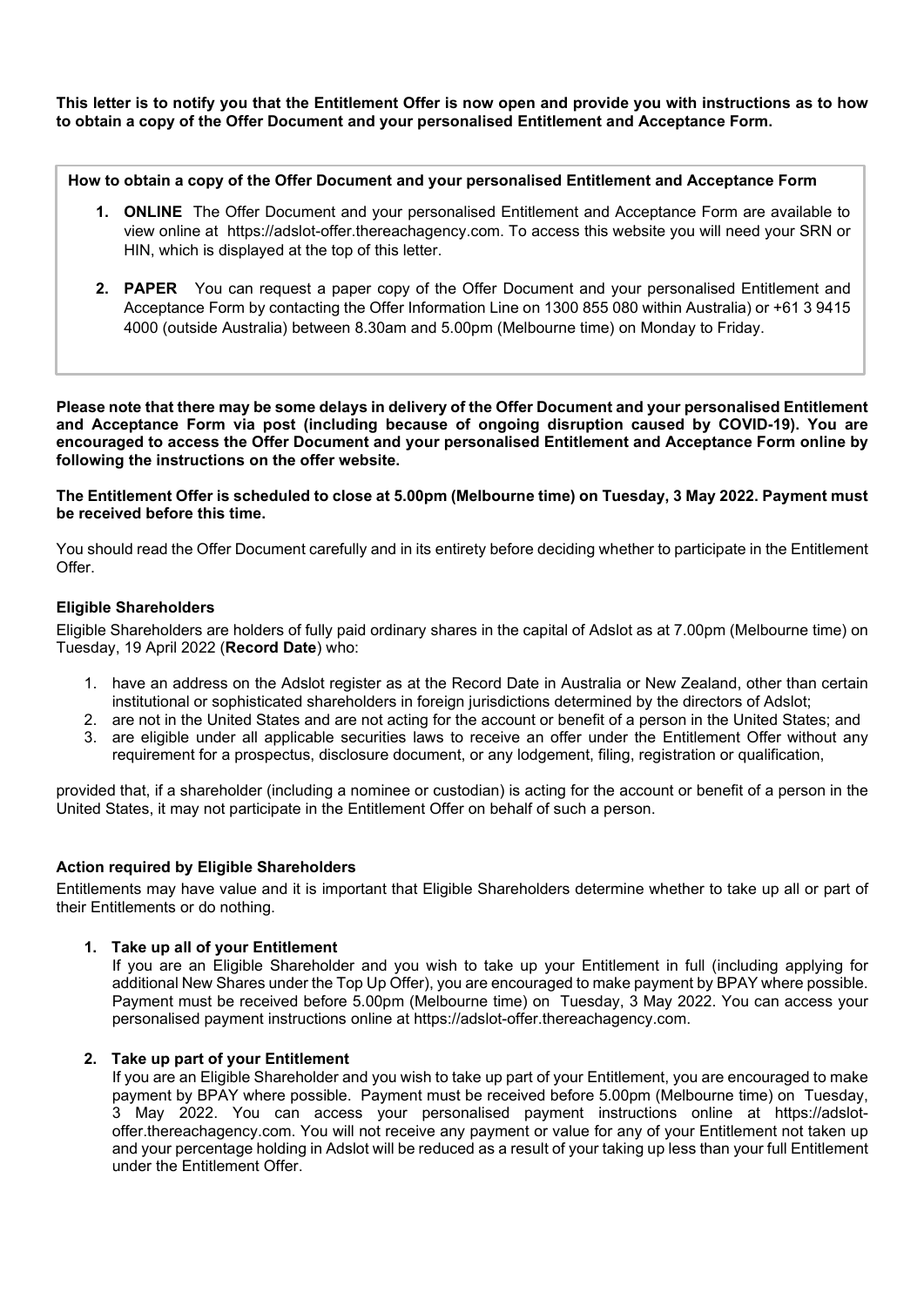**This letter is to notify you that the Entitlement Offer is now open and provide you with instructions as to how to obtain a copy of the Offer Document and your personalised Entitlement and Acceptance Form.**

**How to obtain a copy of the Offer Document and your personalised Entitlement and Acceptance Form**

1. **ONLINE** The Offer Document and your personalised Entitlement and Acceptance Form are available to view online at https://adslot-offer.thereachagency.com. To access this website you will need your SRN or HIN, which is displayed at the top of this letter.
2. **PAPER** You can request a paper copy of the Offer Document and your personalised Entitlement and Acceptance Form by contacting the Offer Information Line on 1300 855 080 within Australia) or +61 3 9415 4000 (outside Australia) between 8.30am and 5.00pm (Melbourne time) on Monday to Friday.

**Please note that there may be some delays in delivery of the Offer Document and your personalised Entitlement and Acceptance Form via post (including because of ongoing disruption caused by COVID-19). You are encouraged to access the Offer Document and your personalised Entitlement and Acceptance Form online by following the instructions on the offer website.**

**The Entitlement Offer is scheduled to close at 5.00pm (Melbourne time) on Tuesday, 3 May 2022. Payment must be received before this time.**

You should read the Offer Document carefully and in its entirety before deciding whether to participate in the Entitlement Offer.

### Eligible Shareholders

Eligible Shareholders are holders of fully paid ordinary shares in the capital of Adslot as at 7.00pm (Melbourne time) on Tuesday, 19 April 2022 (**Record Date**) who:

1. have an address on the Adslot register as at the Record Date in Australia or New Zealand, other than certain institutional or sophisticated shareholders in foreign jurisdictions determined by the directors of Adslot;
2. are not in the United States and are not acting for the account or benefit of a person in the United States; and
3. are eligible under all applicable securities laws to receive an offer under the Entitlement Offer without any requirement for a prospectus, disclosure document, or any lodgement, filing, registration or qualification,

provided that, if a shareholder (including a nominee or custodian) is acting for the account or benefit of a person in the United States, it may not participate in the Entitlement Offer on behalf of such a person.

### Action required by Eligible Shareholders

Entitlements may have value and it is important that Eligible Shareholders determine whether to take up all or part of their Entitlements or do nothing.

1. **Take up all of your Entitlement**

   If you are an Eligible Shareholder and you wish to take up your Entitlement in full (including applying for additional New Shares under the Top Up Offer), you are encouraged to make payment by BPAY where possible. Payment must be received before 5.00pm (Melbourne time) on Tuesday, 3 May 2022. You can access your personalised payment instructions online at https://adslot-offer.thereachagency.com.

2. **Take up part of your Entitlement**

   If you are an Eligible Shareholder and you wish to take up part of your Entitlement, you are encouraged to make payment by BPAY where possible. Payment must be received before 5.00pm (Melbourne time) on Tuesday, 3 May 2022. You can access your personalised payment instructions online at https://adslot-offer.thereachagency.com. You will not receive any payment or value for any of your Entitlement not taken up and your percentage holding in Adslot will be reduced as a result of your taking up less than your full Entitlement under the Entitlement Offer.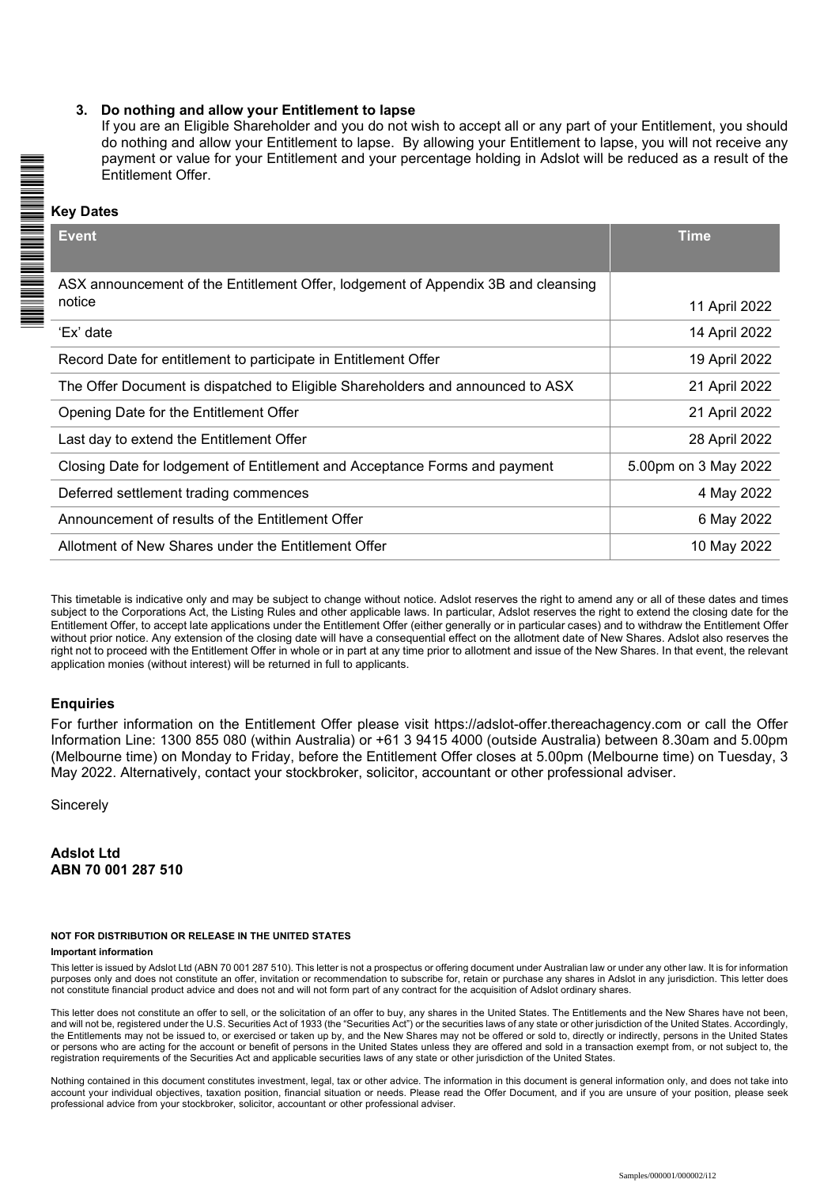3. **Do nothing and allow your Entitlement to lapse**
   If you are an Eligible Shareholder and you do not wish to accept all or any part of your Entitlement, you should do nothing and allow your Entitlement to lapse. By allowing your Entitlement to lapse, you will not receive any payment or value for your Entitlement and your percentage holding in Adslot will be reduced as a result of the Entitlement Offer.

**Key Dates**

| Event | Time |
|---|---|
| ASX announcement of the Entitlement Offer, lodgement of Appendix 3B and cleansing notice | 11 April 2022 |
| 'Ex' date | 14 April 2022 |
| Record Date for entitlement to participate in Entitlement Offer | 19 April 2022 |
| The Offer Document is dispatched to Eligible Shareholders and announced to ASX | 21 April 2022 |
| Opening Date for the Entitlement Offer | 21 April 2022 |
| Last day to extend the Entitlement Offer | 28 April 2022 |
| Closing Date for lodgement of Entitlement and Acceptance Forms and payment | 5.00pm on 3 May 2022 |
| Deferred settlement trading commences | 4 May 2022 |
| Announcement of results of the Entitlement Offer | 6 May 2022 |
| Allotment of New Shares under the Entitlement Offer | 10 May 2022 |

This timetable is indicative only and may be subject to change without notice. Adslot reserves the right to amend any or all of these dates and times subject to the Corporations Act, the Listing Rules and other applicable laws. In particular, Adslot reserves the right to extend the closing date for the Entitlement Offer, to accept late applications under the Entitlement Offer (either generally or in particular cases) and to withdraw the Entitlement Offer without prior notice. Any extension of the closing date will have a consequential effect on the allotment date of New Shares. Adslot also reserves the right not to proceed with the Entitlement Offer in whole or in part at any time prior to allotment and issue of the New Shares. In that event, the relevant application monies (without interest) will be returned in full to applicants.

**Enquiries**

For further information on the Entitlement Offer please visit https://adslot-offer.thereachagency.com or call the Offer Information Line: 1300 855 080 (within Australia) or +61 3 9415 4000 (outside Australia) between 8.30am and 5.00pm (Melbourne time) on Monday to Friday, before the Entitlement Offer closes at 5.00pm (Melbourne time) on Tuesday, 3 May 2022. Alternatively, contact your stockbroker, solicitor, accountant or other professional adviser.

Sincerely

**Adslot Ltd**
**ABN 70 001 287 510**

**NOT FOR DISTRIBUTION OR RELEASE IN THE UNITED STATES**

**Important information**

This letter is issued by Adslot Ltd (ABN 70 001 287 510). This letter is not a prospectus or offering document under Australian law or under any other law. It is for information purposes only and does not constitute an offer, invitation or recommendation to subscribe for, retain or purchase any shares in Adslot in any jurisdiction. This letter does not constitute financial product advice and does not and will not form part of any contract for the acquisition of Adslot ordinary shares.

This letter does not constitute an offer to sell, or the solicitation of an offer to buy, any shares in the United States. The Entitlements and the New Shares have not been, and will not be, registered under the U.S. Securities Act of 1933 (the "Securities Act") or the securities laws of any state or other jurisdiction of the United States. Accordingly, the Entitlements may not be issued to, or exercised or taken up by, and the New Shares may not be offered or sold to, directly or indirectly, persons in the United States or persons who are acting for the account or benefit of persons in the United States unless they are offered and sold in a transaction exempt from, or not subject to, the registration requirements of the Securities Act and applicable securities laws of any state or other jurisdiction of the United States.

Nothing contained in this document constitutes investment, legal, tax or other advice. The information in this document is general information only, and does not take into account your individual objectives, taxation position, financial situation or needs. Please read the Offer Document, and if you are unsure of your position, please seek professional advice from your stockbroker, solicitor, accountant or other professional adviser.

Samples/000001/000002/i12